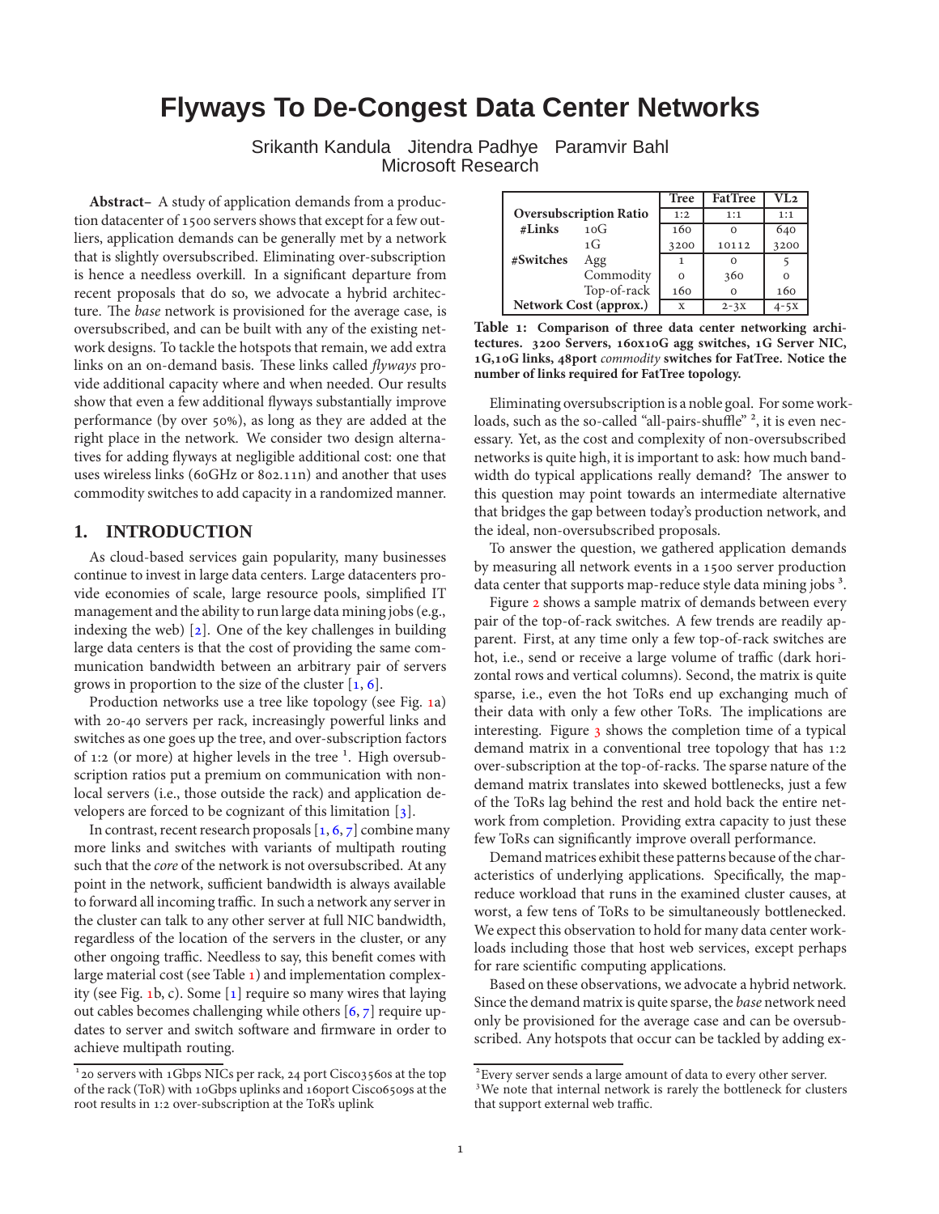# Flyways To De-Congest Data Center Networks

Srikanth Kandula Jitendra Padhye Paramvir Bahl
Microsoft Research

**Abstract–** A study of application demands from a production datacenter of 1500 servers shows that except for a few outliers, application demands can be generally met by a network that is slightly oversubscribed. Eliminating over-subscription is hence a needless overkill. In a significant departure from recent proposals that do so, we advocate a hybrid architecture. The *base* network is provisioned for the average case, is oversubscribed, and can be built with any of the existing network designs. To tackle the hotspots that remain, we add extra links on an on-demand basis. These links called *flyways* provide additional capacity where and when needed. Our results show that even a few additional flyways substantially improve performance (by over 50%), as long as they are added at the right place in the network. We consider two design alternatives for adding flyways at negligible additional cost: one that uses wireless links (60GHz or 802.11n) and another that uses commodity switches to add capacity in a randomized manner.

## 1. INTRODUCTION

As cloud-based services gain popularity, many businesses continue to invest in large data centers. Large datacenters provide economies of scale, large resource pools, simplified IT management and the ability to run large data mining jobs (e.g., indexing the web) [2]. One of the key challenges in building large data centers is that the cost of providing the same communication bandwidth between an arbitrary pair of servers grows in proportion to the size of the cluster [1, 6].

Production networks use a tree like topology (see Fig. 1a) with 20-40 servers per rack, increasingly powerful links and switches as one goes up the tree, and over-subscription factors of 1:2 (or more) at higher levels in the tree [1]. High oversubscription ratios put a premium on communication with non-local servers (i.e., those outside the rack) and application developers are forced to be cognizant of this limitation [3].

In contrast, recent research proposals [1, 6, 7] combine many more links and switches with variants of multipath routing such that the *core* of the network is not oversubscribed. At any point in the network, sufficient bandwidth is always available to forward all incoming traffic. In such a network any server in the cluster can talk to any other server at full NIC bandwidth, regardless of the location of the servers in the cluster, or any other ongoing traffic. Needless to say, this benefit comes with large material cost (see Table 1) and implementation complexity (see Fig. 1b, c). Some [1] require so many wires that laying out cables becomes challenging while others [6, 7] require updates to server and switch software and firmware in order to achieve multipath routing.

[1] 20 servers with 1Gbps NICs per rack, 24 port Cisco3560s at the top of the rack (ToR) with 10Gbps uplinks and 160port Cisco6509s at the root results in 1:2 over-subscription at the ToR's uplink

| | | Tree | FatTree | VL2 |
|---|---|---|---|---|
| Oversubscription Ratio | | 1:2 | 1:1 | 1:1 |
| #Links | 10G | 160 | 0 | 640 |
| | 1G | 3200 | 10112 | 3200 |
| #Switches | Agg | 1 | 0 | 5 |
| | Commodity | 0 | 360 | 0 |
| | Top-of-rack | 160 | 0 | 160 |
| Network Cost (approx.) | | x | 2-3x | 4-5x |

**Table 1: Comparison of three data center networking architectures. 3200 Servers, 160x10G agg switches, 1G Server NIC, 1G,10G links, 48port *commodity* switches for FatTree. Notice the number of links required for FatTree topology.**

Eliminating oversubscription is a noble goal. For some workloads, such as the so-called "all-pairs-shuffle" [2], it is even necessary. Yet, as the cost and complexity of non-oversubscribed networks is quite high, it is important to ask: how much bandwidth do typical applications really demand? The answer to this question may point towards an intermediate alternative that bridges the gap between today's production network, and the ideal, non-oversubscribed proposals.

To answer the question, we gathered application demands by measuring all network events in a 1500 server production data center that supports map-reduce style data mining jobs [3].

Figure 2 shows a sample matrix of demands between every pair of the top-of-rack switches. A few trends are readily apparent. First, at any time only a few top-of-rack switches are hot, i.e., send or receive a large volume of traffic (dark horizontal rows and vertical columns). Second, the matrix is quite sparse, i.e., even the hot ToRs end up exchanging much of their data with only a few other ToRs. The implications are interesting. Figure 3 shows the completion time of a typical demand matrix in a conventional tree topology that has 1:2 over-subscription at the top-of-racks. The sparse nature of the demand matrix translates into skewed bottlenecks, just a few of the ToRs lag behind the rest and hold back the entire network from completion. Providing extra capacity to just these few ToRs can significantly improve overall performance.

Demand matrices exhibit these patterns because of the characteristics of underlying applications. Specifically, the map-reduce workload that runs in the examined cluster causes, at worst, a few tens of ToRs to be simultaneously bottlenecked. We expect this observation to hold for many data center workloads including those that host web services, except perhaps for rare scientific computing applications.

Based on these observations, we advocate a hybrid network. Since the demand matrix is quite sparse, the *base* network need only be provisioned for the average case and can be oversubscribed. Any hotspots that occur can be tackled by adding ex-

[2] Every server sends a large amount of data to every other server.
[3] We note that internal network is rarely the bottleneck for clusters that support external web traffic.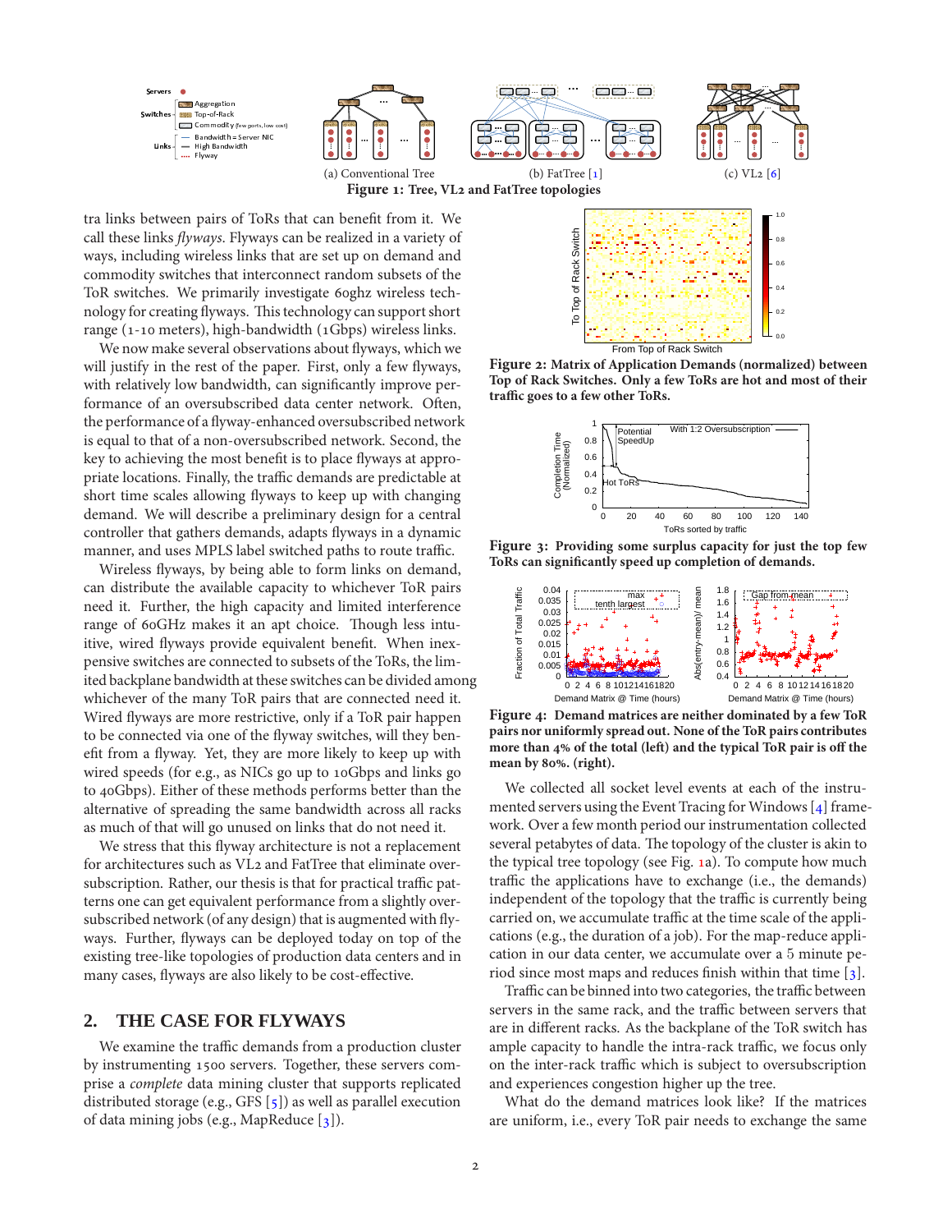(a) Conventional Tree (b) FatTree [1] (c) VL2 [6]

**Figure 1: Tree, VL2 and FatTree topologies**

tra links between pairs of ToRs that can benefit from it. We call these links *flyways*. Flyways can be realized in a variety of ways, including wireless links that are set up on demand and commodity switches that interconnect random subsets of the ToR switches. We primarily investigate 60ghz wireless technology for creating flyways. This technology can support short range (1-10 meters), high-bandwidth (1Gbps) wireless links.

We now make several observations about flyways, which we will justify in the rest of the paper. First, only a few flyways, with relatively low bandwidth, can significantly improve performance of an oversubscribed data center network. Often, the performance of a flyway-enhanced oversubscribed network is equal to that of a non-oversubscribed network. Second, the key to achieving the most benefit is to place flyways at appropriate locations. Finally, the traffic demands are predictable at short time scales allowing flyways to keep up with changing demand. We will describe a preliminary design for a central controller that gathers demands, adapts flyways in a dynamic manner, and uses MPLS label switched paths to route traffic.

Wireless flyways, by being able to form links on demand, can distribute the available capacity to whichever ToR pairs need it. Further, the high capacity and limited interference range of 60GHz make it an apt choice. Though less intuitive, wired flyways provide equivalent benefit. When inexpensive switches are connected to subsets of the ToRs, the limited backplane bandwidth at these switches can be divided among whichever of the many ToR pairs that are connected need it. Wired flyways are more restrictive, only if a ToR pair happen to be connected via one of the flyway switches, will they benefit from a flyway. Yet, they are more likely to keep up with wired speeds (for e.g., as NICs go up to 10Gbps and links go to 40Gbps). Either of these methods performs better than the alternative of spreading the same bandwidth across all racks as much of that will go unused on links that do not need it.

We stress that this flyway architecture is not a replacement for architectures such as VL2 and FatTree that eliminate oversubscription. Rather, our thesis is that for practical traffic patterns one can get equivalent performance from a slightly oversubscribed network (of any design) that is augmented with flyways. Further, flyways can be deployed today on top of the existing tree-like topologies of production data centers and in many cases, flyways are also likely to be cost-effective.

## 2. THE CASE FOR FLYWAYS

We examine the traffic demands from a production cluster by instrumenting 1500 servers. Together, these servers comprise a *complete* data mining cluster that supports replicated distributed storage (e.g., GFS [5]) as well as parallel execution of data mining jobs (e.g., MapReduce [3]).

**Figure 2: Matrix of Application Demands (normalized) between Top of Rack Switches. Only a few ToRs are hot and most of their traffic goes to a few other ToRs.**

**Figure 3: Providing some surplus capacity for just the top few ToRs can significantly speed up completion of demands.**

**Figure 4: Demand matrices are neither dominated by a few ToR pairs nor uniformly spread out. None of the ToR pairs contributes more than 4% of the total (left) and the typical ToR pair is off the mean by 80%. (right).**

We collected all socket level events at each of the instrumented servers using the Event Tracing for Windows [4] framework. Over a few month period our instrumentation collected several petabytes of data. The topology of the cluster is akin to the typical tree topology (see Fig. 1a). To compute how much traffic the applications have to exchange (i.e., the demands) independent of the topology that the traffic is currently being carried on, we accumulate traffic at the time scale of the applications (e.g., the duration of a job). For the map-reduce application in our data center, we accumulate over a 5 minute period since most maps and reduces finish within that time [3].

Traffic can be binned into two categories, the traffic between servers in the same rack, and the traffic between servers that are in different racks. As the backplane of the ToR switch has ample capacity to handle the intra-rack traffic, we focus only on the inter-rack traffic which is subject to oversubscription and experiences congestion higher up the tree.

What do the demand matrices look like? If the matrices are uniform, i.e., every ToR pair needs to exchange the same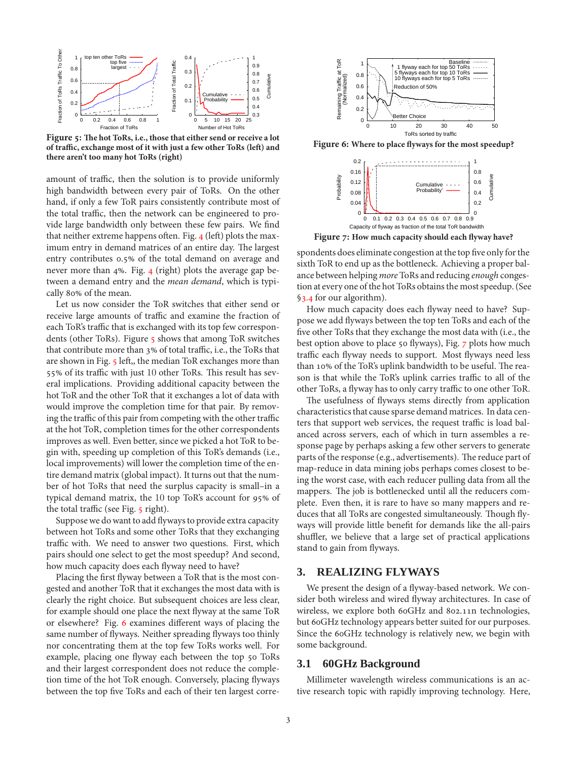Figure 5: The hot ToRs, i.e., those that either send or receive a lot of traffic, exchange most of it with just a few other ToRs (left) and there aren't too many hot ToRs (right)

amount of traffic, then the solution is to provide uniformly high bandwidth between every pair of ToRs. On the other hand, if only a few ToR pairs consistently contribute most of the total traffic, then the network can be engineered to provide large bandwidth only between these few pairs. We find that neither extreme happens often. Fig. 4 (left) plots the maximum entry in demand matrices of an entire day. The largest entry contributes 0.5% of the total demand on average and never more than 4%. Fig. 4 (right) plots the average gap between a demand entry and the *mean demand*, which is typically 80% of the mean.

Let us now consider the ToR switches that either send or receive large amounts of traffic and examine the fraction of each ToR's traffic that is exchanged with its top few correspondents (other ToRs). Figure 5 shows that among ToR switches that contribute more than 3% of total traffic, i.e., the ToRs that are shown in Fig. 5 left,, the median ToR exchanges more than 55% of its traffic with just 10 other ToRs. This result has several implications. Providing additional capacity between the hot ToR and the other ToR that it exchanges a lot of data with would improve the completion time for that pair. By removing the traffic of this pair from competing with the other traffic at the hot ToR, completion times for the other correspondents improves as well. Even better, since we picked a hot ToR to begin with, speeding up completion of this ToR's demands (i.e., local improvements) will lower the completion time of the entire demand matrix (global impact). It turns out that the number of hot ToRs that need the surplus capacity is small–in a typical demand matrix, the 10 top ToR's account for 95% of the total traffic (see Fig. 5 right).

Suppose we do want to add flyways to provide extra capacity between hot ToRs and some other ToRs that they exchanging traffic with. We need to answer two questions. First, which pairs should one select to get the most speedup? And second, how much capacity does each flyway need to have?

Placing the first flyway between a ToR that is the most congested and another ToR that it exchanges the most data with is clearly the right choice. But subsequent choices are less clear, for example should one place the next flyway at the same ToR or elsewhere? Fig. 6 examines different ways of placing the same number of flyways. Neither spreading flyways too thinly nor concentrating them at the top few ToRs works well. For example, placing one flyway each between the top 50 ToRs and their largest correspondent does not reduce the completion time of the hot ToR enough. Conversely, placing flyways between the top five ToRs and each of their ten largest correspondents does eliminate congestion at the top five only for the sixth ToR to end up as the bottleneck. Achieving a proper balance between helping *more* ToRs and reducing *enough* congestion at every one of the hot ToRs obtains the most speedup. (See §3.4 for our algorithm).

Figure 6: Where to place flyways for the most speedup?

Figure 7: How much capacity should each flyway have?

How much capacity does each flyway need to have? Suppose we add flyways between the top ten ToRs and each of the five other ToRs that they exchange the most data with (i.e., the best option above to place 50 flyways), Fig. 7 plots how much traffic each flyway needs to support. Most flyways need less than 10% of the ToR's uplink bandwidth to be useful. The reason is that while the ToR's uplink carries traffic to all of the other ToRs, a flyway has to only carry traffic to one other ToR.

The usefulness of flyways stems directly from application characteristics that cause sparse demand matrices. In data centers that support web services, the request traffic is load balanced across servers, each of which in turn assembles a response page by perhaps asking a few other servers to generate parts of the response (e.g., advertisements). The reduce part of map-reduce in data mining jobs perhaps comes closest to being the worst case, with each reducer pulling data from all the mappers. The job is bottlenecked until all the reducers complete. Even then, it is rare to have so many mappers and reduces that all ToRs are congested simultaneously. Though flyways will provide little benefit for demands like the all-pairs shuffler, we believe that a large set of practical applications stand to gain from flyways.

## 3. REALIZING FLYWAYS

We present the design of a flyway-based network. We consider both wireless and wired flyway architectures. In case of wireless, we explore both 60GHz and 802.11n technologies, but 60GHz technology appears better suited for our purposes. Since the 60GHz technology is relatively new, we begin with some background.

### 3.1 60GHz Background

Millimeter wavelength wireless communications is an active research topic with rapidly improving technology. Here,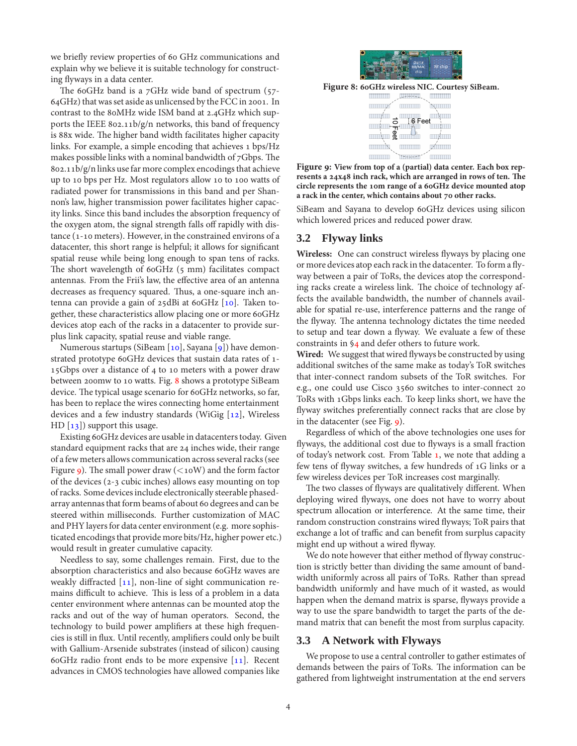we briefly review properties of 60 GHz communications and explain why we believe it is suitable technology for constructing flyways in a data center.

The 60GHz band is a 7GHz wide band of spectrum (57-64GHz) that was set aside as unlicensed by the FCC in 2001. In contrast to the 80MHz wide ISM band at 2.4GHz which supports the IEEE 802.11b/g/n networks, this band of frequency is 88x wide. The higher band width facilitates higher capacity links. For example, a simple encoding that achieves 1 bps/Hz makes possible links with a nominal bandwidth of 7Gbps. The 802.11b/g/n links use far more complex encodings that achieve up to 10 bps per Hz. Most regulators allow 10 to 100 watts of radiated power for transmissions in this band and per Shannon's law, higher transmission power facilitates higher capacity links. Since this band includes the absorption frequency of the oxygen atom, the signal strength falls off rapidly with distance (1-10 meters). However, in the constrained environs of a datacenter, this short range is helpful; it allows for significant spatial reuse while being long enough to span tens of racks. The short wavelength of 60GHz (5 mm) facilitates compact antennas. From the Frii's law, the effective area of an antenna decreases as frequency squared. Thus, a one-square inch antenna can provide a gain of 25dBi at 60GHz [10]. Taken together, these characteristics allow placing one or more 60GHz devices atop each of the racks in a datacenter to provide surplus link capacity, spatial reuse and viable range.

Numerous startups (SiBeam [10], Sayana [9]) have demonstrated prototype 60GHz devices that sustain data rates of 1-15Gbps over a distance of 4 to 10 meters with a power draw between 200mw to 10 watts. Fig. 8 shows a prototype SiBeam device. The typical usage scenario for 60GHz networks, so far, has been to replace the wires connecting home entertainment devices and a few industry standards (WiGig [12], Wireless HD [13]) support this usage.

Existing 60GHz devices are usable in datacenters today. Given standard equipment racks that are 24 inches wide, their range of a few meters allows communication across several racks (see Figure 9). The small power draw ($<$10W) and the form factor of the devices (2-3 cubic inches) allows easy mounting on top of racks. Some devices include electronically steerable phased-array antennas that form beams of about 60 degrees and can be steered within milliseconds. Further customization of MAC and PHY layers for data center environment (e.g. more sophisticated encodings that provide more bits/Hz, higher power etc.) would result in greater cumulative capacity.

Needless to say, some challenges remain. First, due to the absorption characteristics and also because 60GHz waves are weakly diffracted [11], non-line of sight communication remains difficult to achieve. This is less of a problem in a data center environment where antennas can be mounted atop the racks and out of the way of human operators. Second, the technology to build power amplifiers at these high frequencies is still in flux. Until recently, amplifiers could only be built with Gallium-Arsenide substrates (instead of silicon) causing 60GHz radio front ends to be more expensive [11]. Recent advances in CMOS technologies have allowed companies like SiBeam and Sayana to develop 60GHz devices using silicon which lowered prices and reduced power draw.

**Figure 8: 60GHz wireless NIC. Courtesy SiBeam.**

**Figure 9: View from top of a (partial) data center. Each box represents a 24x48 inch rack, which are arranged in rows of ten. The circle represents the 10m range of a 60GHz device mounted atop a rack in the center, which contains about 70 other racks.**

## 3.2 Flyway links

**Wireless:** One can construct wireless flyways by placing one or more devices atop each rack in the datacenter. To form a flyway between a pair of ToRs, the devices atop the corresponding racks create a wireless link. The choice of technology affects the available bandwidth, the number of channels available for spatial re-use, interference patterns and the range of the flyway. The antenna technology dictates the time needed to setup and tear down a flyway. We evaluate a few of these constraints in §4 and defer others to future work.

**Wired:** We suggest that wired flyways be constructed by using additional switches of the same make as today's ToR switches that inter-connect random subsets of the ToR switches. For e.g., one could use Cisco 3560 switches to inter-connect 20 ToRs with 1Gbps links each. To keep links short, we have the flyway switches preferentially connect racks that are close by in the datacenter (see Fig. 9).

Regardless of which of the above technologies one uses for flyways, the additional cost due to flyways is a small fraction of today's network cost. From Table 1, we note that adding a few tens of flyway switches, a few hundreds of 1G links or a few wireless devices per ToR increases cost marginally.

The two classes of flyways are qualitatively different. When deploying wired flyways, one does not have to worry about spectrum allocation or interference. At the same time, their random construction constrains wired flyways; ToR pairs that exchange a lot of traffic and can benefit from surplus capacity might end up without a wired flyway.

We do note however that either method of flyway construction is strictly better than dividing the same amount of bandwidth uniformly across all pairs of ToRs. Rather than spread bandwidth uniformly and have much of it wasted, as would happen when the demand matrix is sparse, flyways provide a way to use the spare bandwidth to target the parts of the demand matrix that can benefit the most from surplus capacity.

## 3.3 A Network with Flyways

We propose to use a central controller to gather estimates of demands between the pairs of ToRs. The information can be gathered from lightweight instrumentation at the end servers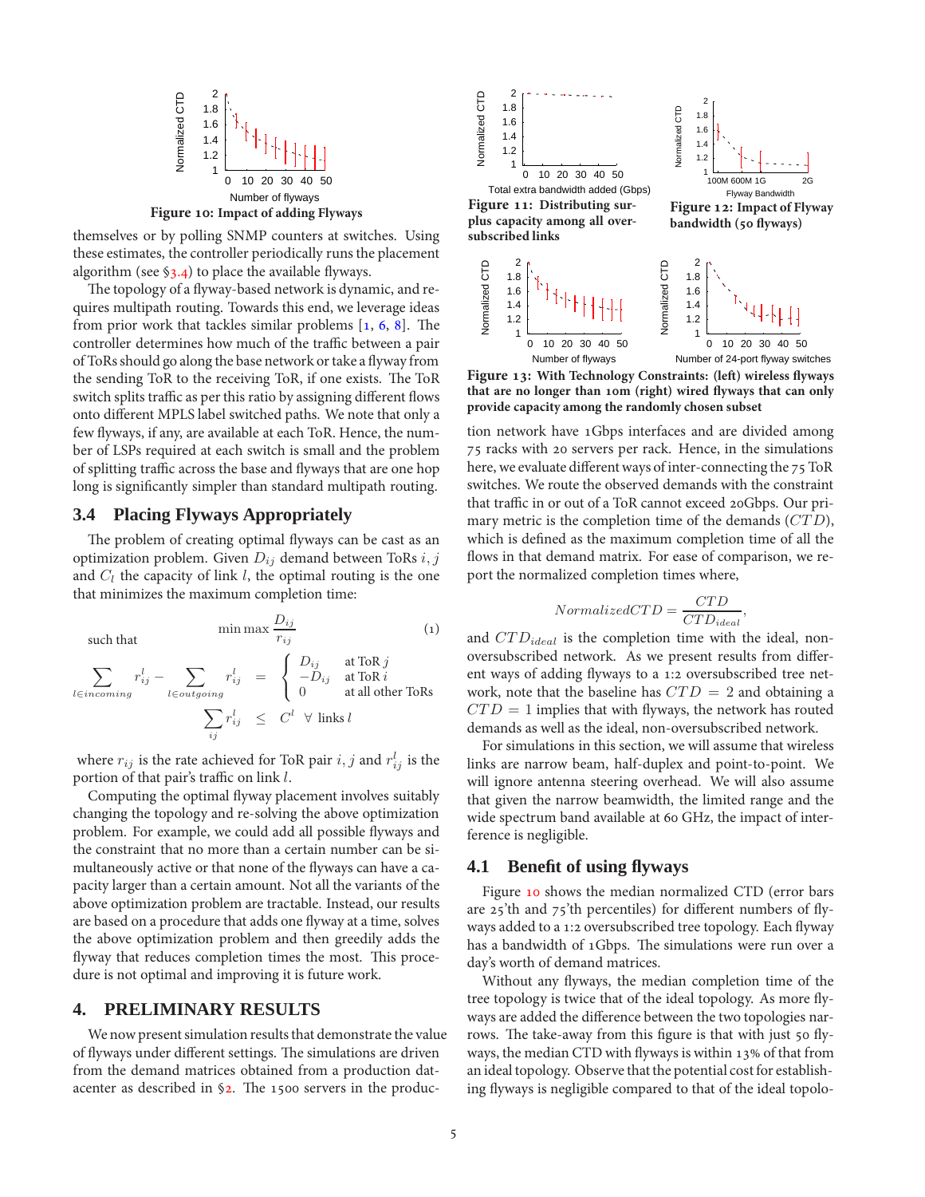Figure 10: Impact of adding Flyways

themselves or by polling SNMP counters at switches. Using these estimates, the controller periodically runs the placement algorithm (see §3.4) to place the available flyways.

The topology of a flyway-based network is dynamic, and requires multipath routing. Towards this end, we leverage ideas from prior work that tackles similar problems [1, 6, 8]. The controller determines how much of the traffic between a pair of ToRs should go along the base network or take a flyway from the sending ToR to the receiving ToR, if one exists. The ToR switch splits traffic as per this ratio by assigning different flows onto different MPLS label switched paths. We note that only a few flyways, if any, are available at each ToR. Hence, the number of LSPs required at each switch is small and the problem of splitting traffic across the base and flyways that are one hop long is significantly simpler than standard multipath routing.

## 3.4 Placing Flyways Appropriately

The problem of creating optimal flyways can be cast as an optimization problem. Given $D_{ij}$ demand between ToRs $i, j$ and $C_l$ the capacity of link $l$, the optimal routing is the one that minimizes the maximum completion time:

$$\min \max \frac{D_{ij}}{r_{ij}} \tag{1}$$

such that

$$\sum_{l \in incoming} r_{ij}^l - \sum_{l \in outgoing} r_{ij}^l = \begin{cases} D_{ij} & \text{at ToR } j \\ -D_{ij} & \text{at ToR } i \\ 0 & \text{at all other ToRs} \end{cases}$$

$$\sum_{ij} r_{ij}^l \leq C^l \quad \forall \text{ links } l$$

where $r_{ij}$ is the rate achieved for ToR pair $i, j$ and $r_{ij}^l$ is the portion of that pair's traffic on link $l$.

Computing the optimal flyway placement involves suitably changing the topology and re-solving the above optimization problem. For example, we could add all possible flyways and the constraint that no more than a certain number can be simultaneously active or that none of the flyways can have a capacity larger than a certain amount. Not all the variants of the above optimization problem are tractable. Instead, our results are based on a procedure that adds one flyway at a time, solves the above optimization problem and then greedily adds the flyway that reduces completion times the most. This procedure is not optimal and improving it is future work.

## 4. PRELIMINARY RESULTS

We now present simulation results that demonstrate the value of flyways under different settings. The simulations are driven from the demand matrices obtained from a production datacenter as described in §2. The 1500 servers in the production network have 1Gbps interfaces and are divided among 75 racks with 20 servers per rack. Hence, in the simulations here, we evaluate different ways of inter-connecting the 75 ToR switches. We route the observed demands with the constraint that traffic in or out of a ToR cannot exceed 20Gbps. Our primary metric is the completion time of the demands ($CTD$), which is defined as the maximum completion time of all the flows in that demand matrix. For ease of comparison, we report the normalized completion times where,

$$NormalizedCTD = \frac{CTD}{CTD_{ideal}},$$

and $CTD_{ideal}$ is the completion time with the ideal, non-oversubscribed network. As we present results from different ways of adding flyways to a 1:2 oversubscribed tree network, note that the baseline has $CTD = 2$ and obtaining a $CTD = 1$ implies that with flyways, the network has routed demands as well as the ideal, non-oversubscribed network.

For simulations in this section, we will assume that wireless links are narrow beam, half-duplex and point-to-point. We will ignore antenna steering overhead. We will also assume that given the narrow beamwidth, the limited range and the wide spectrum band available at 60 GHz, the impact of interference is negligible.

Figure 11: Distributing surplus capacity among all oversubscribed links

Figure 12: Impact of Flyway bandwidth (50 flyways)

Figure 13: With Technology Constraints: (left) wireless flyways that are no longer than 10m (right) wired flyways that can only provide capacity among the randomly chosen subset

## 4.1 Benefit of using flyways

Figure 10 shows the median normalized CTD (error bars are 25'th and 75'th percentiles) for different numbers of flyways added to a 1:2 oversubscribed tree topology. Each flyway has a bandwidth of 1Gbps. The simulations were run over a day's worth of demand matrices.

Without any flyways, the median completion time of the tree topology is twice that of the ideal topology. As more flyways are added the difference between the two topologies narrows. The take-away from this figure is that with just 50 flyways, the median CTD with flyways is within 13% of that from an ideal topology. Observe that the potential cost for establishing flyways is negligible compared to that of the ideal topolo-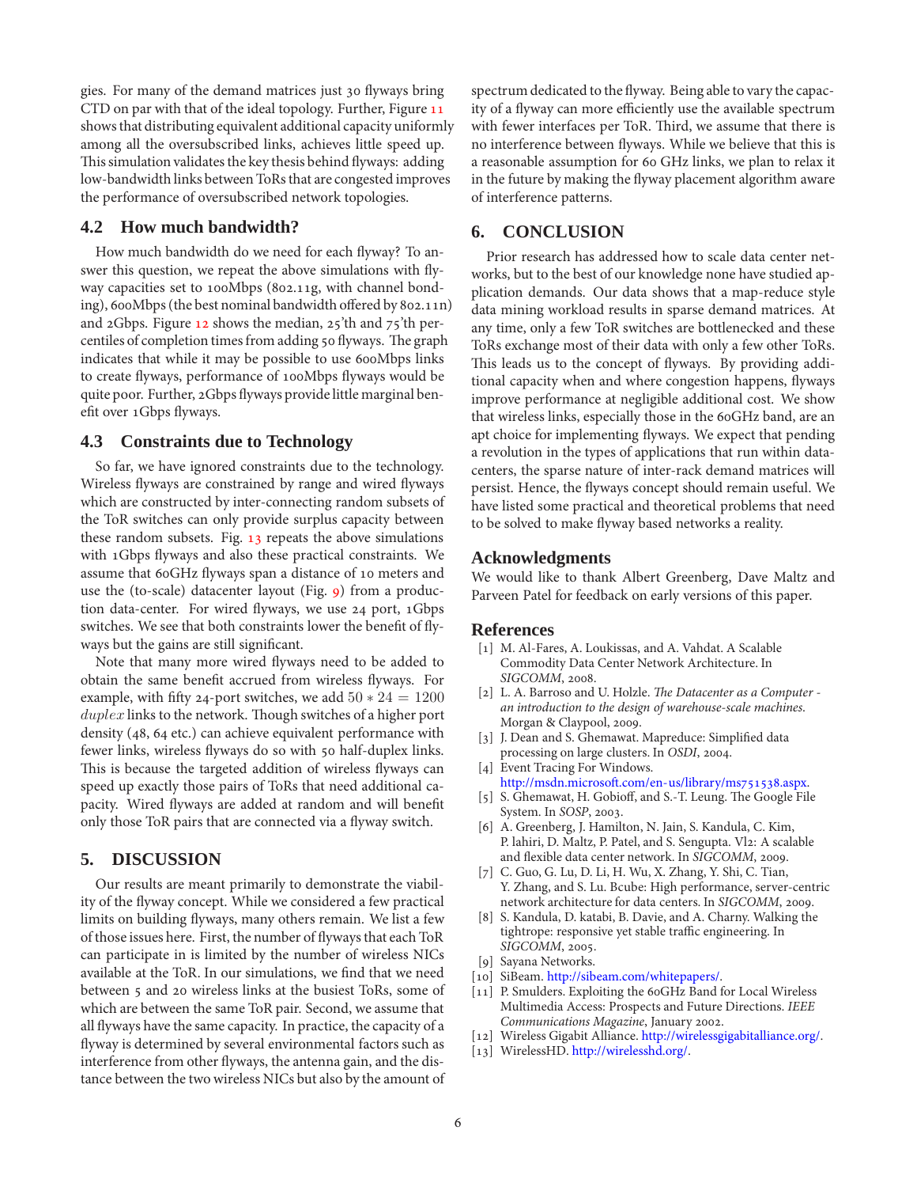gies. For many of the demand matrices just 30 flyways bring CTD on par with that of the ideal topology. Further, Figure 11 shows that distributing equivalent additional capacity uniformly among all the oversubscribed links, achieves little speed up. This simulation validates the key thesis behind flyways: adding low-bandwidth links between ToRs that are congested improves the performance of oversubscribed network topologies.

### 4.2 How much bandwidth?

How much bandwidth do we need for each flyway? To answer this question, we repeat the above simulations with flyway capacities set to 100Mbps (802.11g, with channel bonding), 600Mbps (the best nominal bandwidth offered by 802.11n) and 2Gbps. Figure 12 shows the median, 25'th and 75'th percentiles of completion times from adding 50 flyways. The graph indicates that while it may be possible to use 600Mbps links to create flyways, performance of 100Mbps flyways would be quite poor. Further, 2Gbps flyways provide little marginal benefit over 1Gbps flyways.

### 4.3 Constraints due to Technology

So far, we have ignored constraints due to the technology. Wireless flyways are constrained by range and wired flyways which are constructed by inter-connecting random subsets of the ToR switches can only provide surplus capacity between these random subsets. Fig. 13 repeats the above simulations with 1Gbps flyways and also these practical constraints. We assume that 60GHz flyways span a distance of 10 meters and use the (to-scale) datacenter layout (Fig. 9) from a production data-center. For wired flyways, we use 24 port, 1Gbps switches. We see that both constraints lower the benefit of flyways but the gains are still significant.

Note that many more wired flyways need to be added to obtain the same benefit accrued from wireless flyways. For example, with fifty 24-port switches, we add $50 * 24 = 1200$ $duplex$ links to the network. Though switches of a higher port density (48, 64 etc.) can achieve equivalent performance with fewer links, wireless flyways do so with 50 half-duplex links. This is because the targeted addition of wireless flyways can speed up exactly those pairs of ToRs that need additional capacity. Wired flyways are added at random and will benefit only those ToR pairs that are connected via a flyway switch.

## 5. DISCUSSION

Our results are meant primarily to demonstrate the viability of the flyway concept. While we considered a few practical limits on building flyways, many others remain. We list a few of those issues here. First, the number of flyways that each ToR can participate in is limited by the number of wireless NICs available at the ToR. In our simulations, we find that we need between 5 and 20 wireless links at the busiest ToRs, some of which are between the same ToR pair. Second, we assume that all flyways have the same capacity. In practice, the capacity of a flyway is determined by several environmental factors such as interference from other flyways, the antenna gain, and the distance between the two wireless NICs but also by the amount of spectrum dedicated to the flyway. Being able to vary the capacity of a flyway can more efficiently use the available spectrum with fewer interfaces per ToR. Third, we assume that there is no interference between flyways. While we believe that this is a reasonable assumption for 60 GHz links, we plan to relax it in the future by making the flyway placement algorithm aware of interference patterns.

## 6. CONCLUSION

Prior research has addressed how to scale data center networks, but to the best of our knowledge none have studied application demands. Our data shows that a map-reduce style data mining workload results in sparse demand matrices. At any time, only a few ToR switches are bottlenecked and these ToRs exchange most of their data with only a few other ToRs. This leads us to the concept of flyways. By providing additional capacity when and where congestion happens, flyways improve performance at negligible additional cost. We show that wireless links, especially those in the 60GHz band, are an apt choice for implementing flyways. We expect that pending a revolution in the types of applications that run within datacenters, the sparse nature of inter-rack demand matrices will persist. Hence, the flyways concept should remain useful. We have listed some practical and theoretical problems that need to be solved to make flyway based networks a reality.

## Acknowledgments

We would like to thank Albert Greenberg, Dave Maltz and Parveen Patel for feedback on early versions of this paper.

## References

[1] M. Al-Fares, A. Loukissas, and A. Vahdat. A Scalable Commodity Data Center Network Architecture. In *SIGCOMM*, 2008.

[2] L. A. Barroso and U. Holzle. *The Datacenter as a Computer - an introduction to the design of warehouse-scale machines.* Morgan & Claypool, 2009.

[3] J. Dean and S. Ghemawat. Mapreduce: Simplified data processing on large clusters. In *OSDI*, 2004.

[4] Event Tracing For Windows. http://msdn.microsoft.com/en-us/library/ms751538.aspx.

[5] S. Ghemawat, H. Gobioff, and S.-T. Leung. The Google File System. In *SOSP*, 2003.

[6] A. Greenberg, J. Hamilton, N. Jain, S. Kandula, C. Kim, P. lahiri, D. Maltz, P. Patel, and S. Sengupta. Vl2: A scalable and flexible data center network. In *SIGCOMM*, 2009.

[7] C. Guo, G. Lu, D. Li, H. Wu, X. Zhang, Y. Shi, C. Tian, Y. Zhang, and S. Lu. Bcube: High performance, server-centric network architecture for data centers. In *SIGCOMM*, 2009.

[8] S. Kandula, D. katabi, B. Davie, and A. Charny. Walking the tightrope: responsive yet stable traffic engineering. In *SIGCOMM*, 2005.

[9] Sayana Networks.

[10] SiBeam. http://sibeam.com/whitepapers/.

[11] P. Smulders. Exploiting the 60GHz Band for Local Wireless Multimedia Access: Prospects and Future Directions. *IEEE Communications Magazine*, January 2002.

[12] Wireless Gigabit Alliance. http://wirelessgigabitalliance.org/.

[13] WirelessHD. http://wirelesshd.org/.